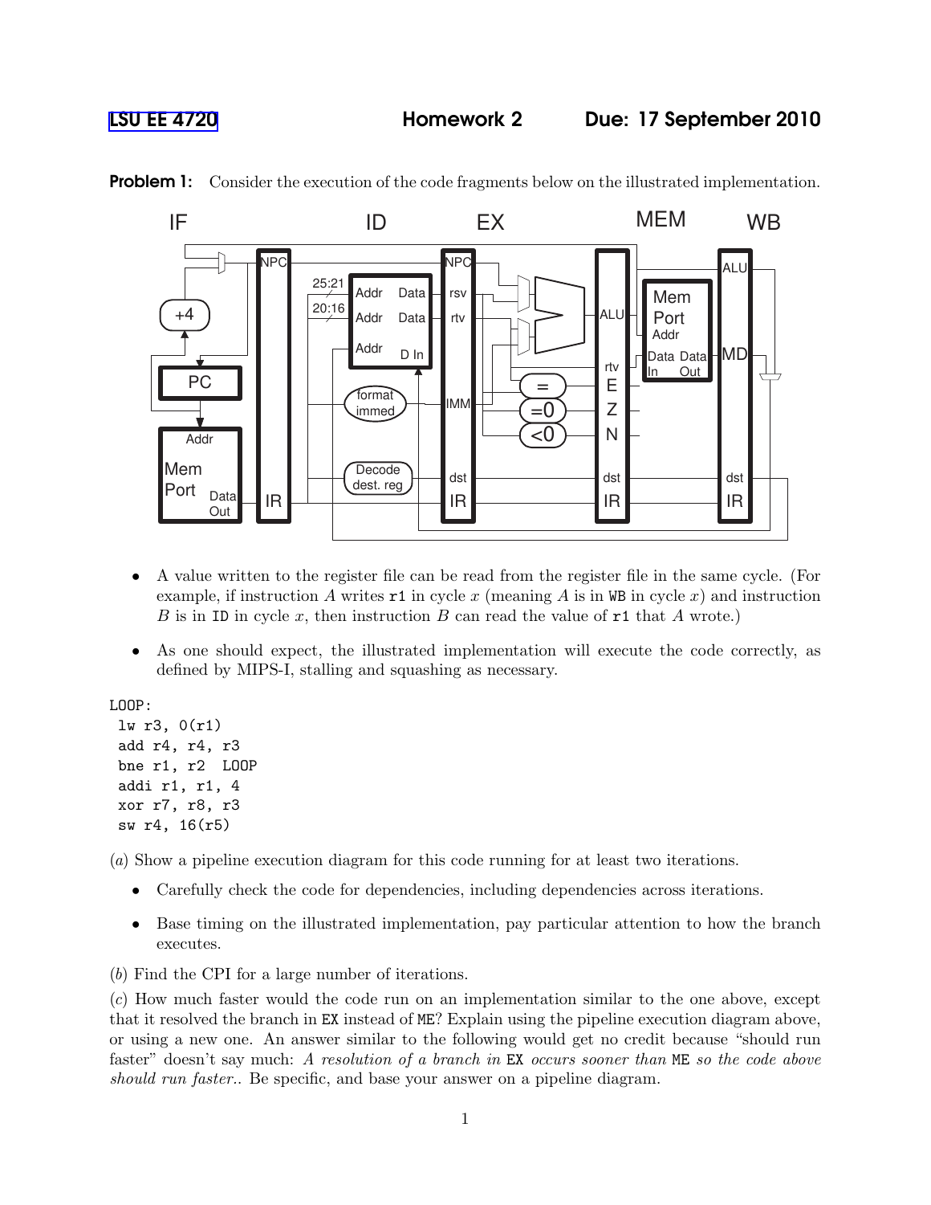LSU EE 4720 **Homework 2** **Due: 17 September 2010**

**Problem 1:** Consider the execution of the code fragments below on the illustrated implementation.

- A value written to the register file can be read from the register file in the same cycle. (For example, if instruction $A$ writes `r1` in cycle $x$ (meaning $A$ is in `WB` in cycle $x$) and instruction $B$ is in `ID` in cycle $x$, then instruction $B$ can read the value of `r1` that $A$ wrote.)
- As one should expect, the illustrated implementation will execute the code correctly, as defined by MIPS-I, stalling and squashing as necessary.

```
LOOP:
 lw r3, 0(r1)
 add r4, r4, r3
 bne r1, r2  LOOP
 addi r1, r1, 4
 xor r7, r8, r3
 sw r4, 16(r5)
```

(*a*) Show a pipeline execution diagram for this code running for at least two iterations.

- Carefully check the code for dependencies, including dependencies across iterations.
- Base timing on the illustrated implementation, pay particular attention to how the branch executes.

(*b*) Find the CPI for a large number of iterations.

(*c*) How much faster would the code run on an implementation similar to the one above, except that it resolved the branch in `EX` instead of `ME`? Explain using the pipeline execution diagram above, or using a new one. An answer similar to the following would get no credit because "should run faster" doesn't say much: *A resolution of a branch in* `EX` *occurs sooner than* `ME` *so the code above should run faster.*. Be specific, and base your answer on a pipeline diagram.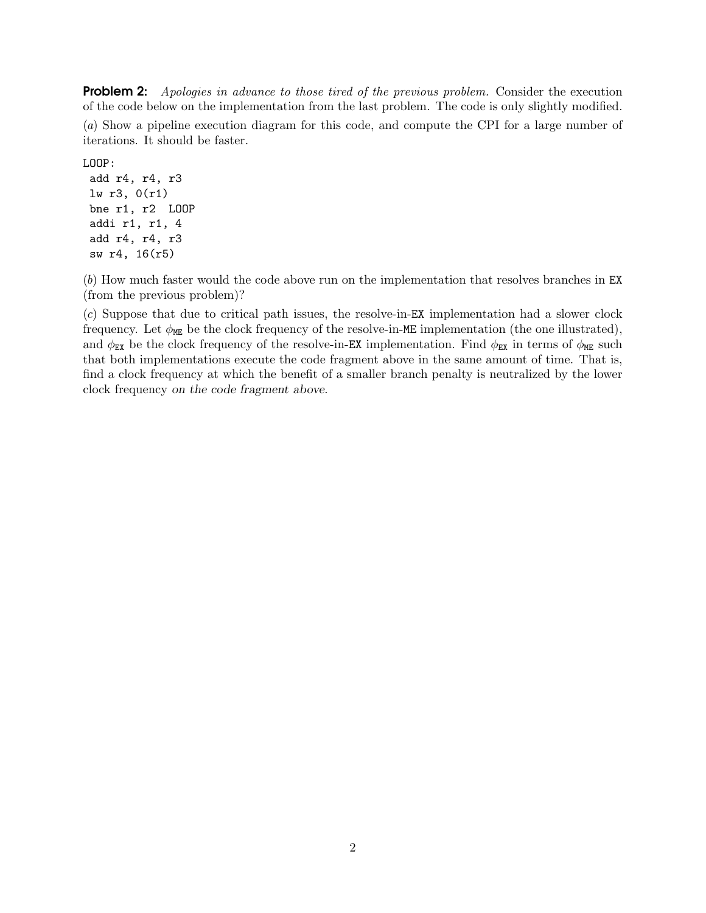**Problem 2:** *Apologies in advance to those tired of the previous problem.* Consider the execution of the code below on the implementation from the last problem. The code is only slightly modified.

(*a*) Show a pipeline execution diagram for this code, and compute the CPI for a large number of iterations. It should be faster.

```
LOOP:
 add r4, r4, r3
 lw r3, 0(r1)
 bne r1, r2  LOOP
 addi r1, r1, 4
 add r4, r4, r3
 sw r4, 16(r5)
```

(*b*) How much faster would the code above run on the implementation that resolves branches in `EX` (from the previous problem)?

(*c*) Suppose that due to critical path issues, the resolve-in-`EX` implementation had a slower clock frequency. Let $\phi_{\mathtt{ME}}$ be the clock frequency of the resolve-in-`ME` implementation (the one illustrated), and $\phi_{\mathtt{EX}}$ be the clock frequency of the resolve-in-`EX` implementation. Find $\phi_{\mathtt{EX}}$ in terms of $\phi_{\mathtt{ME}}$ such that both implementations execute the code fragment above in the same amount of time. That is, find a clock frequency at which the benefit of a smaller branch penalty is neutralized by the lower clock frequency *on the code fragment above*.